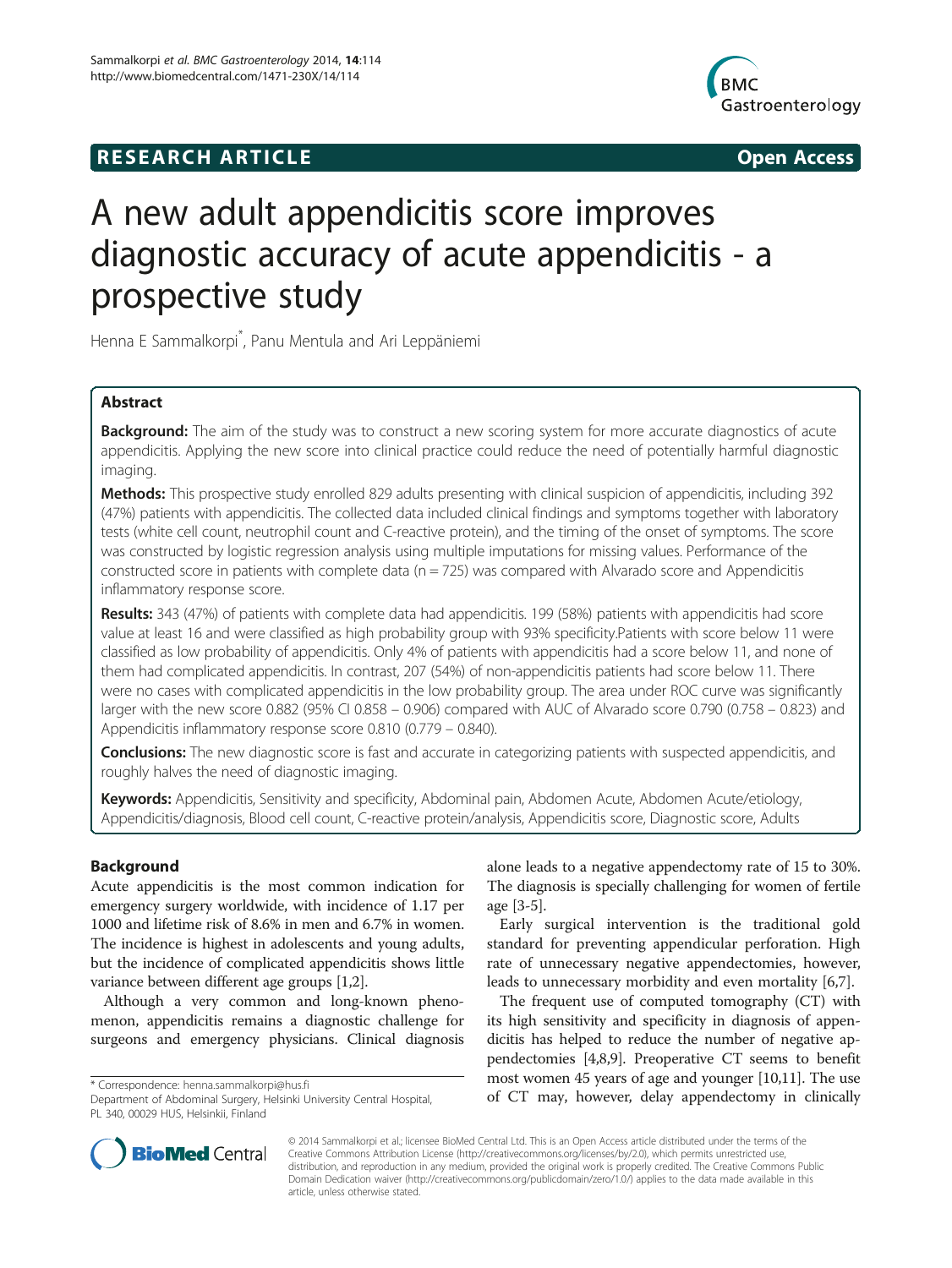**RESEARCH ARTICLE** **Open Access**

# A new adult appendicitis score improves diagnostic accuracy of acute appendicitis - a prospective study

Henna E Sammalkorpi[*], Panu Mentula and Ari Leppäniemi

## Abstract

**Background:** The aim of the study was to construct a new scoring system for more accurate diagnostics of acute appendicitis. Applying the new score into clinical practice could reduce the need of potentially harmful diagnostic imaging.

**Methods:** This prospective study enrolled 829 adults presenting with clinical suspicion of appendicitis, including 392 (47%) patients with appendicitis. The collected data included clinical findings and symptoms together with laboratory tests (white cell count, neutrophil count and C-reactive protein), and the timing of the onset of symptoms. The score was constructed by logistic regression analysis using multiple imputations for missing values. Performance of the constructed score in patients with complete data (n = 725) was compared with Alvarado score and Appendicitis inflammatory response score.

**Results:** 343 (47%) of patients with complete data had appendicitis. 199 (58%) patients with appendicitis had score value at least 16 and were classified as high probability group with 93% specificity.Patients with score below 11 were classified as low probability of appendicitis. Only 4% of patients with appendicitis had a score below 11, and none of them had complicated appendicitis. In contrast, 207 (54%) of non-appendicitis patients had score below 11. There were no cases with complicated appendicitis in the low probability group. The area under ROC curve was significantly larger with the new score 0.882 (95% CI 0.858 – 0.906) compared with AUC of Alvarado score 0.790 (0.758 – 0.823) and Appendicitis inflammatory response score 0.810 (0.779 – 0.840).

**Conclusions:** The new diagnostic score is fast and accurate in categorizing patients with suspected appendicitis, and roughly halves the need of diagnostic imaging.

**Keywords:** Appendicitis, Sensitivity and specificity, Abdominal pain, Abdomen Acute, Abdomen Acute/etiology, Appendicitis/diagnosis, Blood cell count, C-reactive protein/analysis, Appendicitis score, Diagnostic score, Adults

## Background

Acute appendicitis is the most common indication for emergency surgery worldwide, with incidence of 1.17 per 1000 and lifetime risk of 8.6% in men and 6.7% in women. The incidence is highest in adolescents and young adults, but the incidence of complicated appendicitis shows little variance between different age groups [1,2].

Although a very common and long-known phenomenon, appendicitis remains a diagnostic challenge for surgeons and emergency physicians. Clinical diagnosis alone leads to a negative appendectomy rate of 15 to 30%. The diagnosis is specially challenging for women of fertile age [3-5].

Early surgical intervention is the traditional gold standard for preventing appendicular perforation. High rate of unnecessary negative appendectomies, however, leads to unnecessary morbidity and even mortality [6,7].

The frequent use of computed tomography (CT) with its high sensitivity and specificity in diagnosis of appendicitis has helped to reduce the number of negative appendectomies [4,8,9]. Preoperative CT seems to benefit most women 45 years of age and younger [10,11]. The use of CT may, however, delay appendectomy in clinically

\* Correspondence: henna.sammalkorpi@hus.fi
Department of Abdominal Surgery, Helsinki University Central Hospital, PL 340, 00029 HUS, Helsinkii, Finland

© 2014 Sammalkorpi et al.; licensee BioMed Central Ltd. This is an Open Access article distributed under the terms of the Creative Commons Attribution License (http://creativecommons.org/licenses/by/2.0), which permits unrestricted use, distribution, and reproduction in any medium, provided the original work is properly credited. The Creative Commons Public Domain Dedication waiver (http://creativecommons.org/publicdomain/zero/1.0/) applies to the data made available in this article, unless otherwise stated.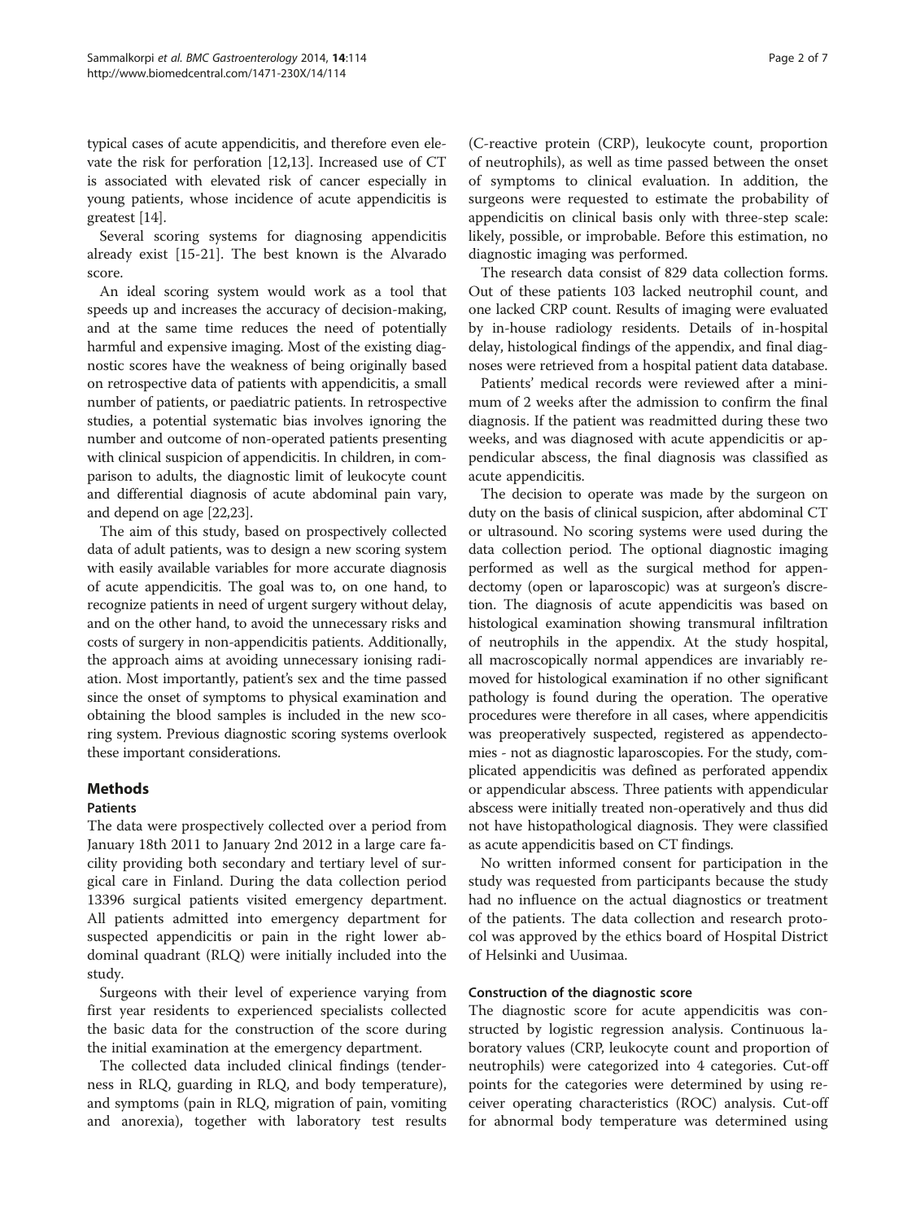typical cases of acute appendicitis, and therefore even elevate the risk for perforation [12,13]. Increased use of CT is associated with elevated risk of cancer especially in young patients, whose incidence of acute appendicitis is greatest [14].

Several scoring systems for diagnosing appendicitis already exist [15-21]. The best known is the Alvarado score.

An ideal scoring system would work as a tool that speeds up and increases the accuracy of decision-making, and at the same time reduces the need of potentially harmful and expensive imaging. Most of the existing diagnostic scores have the weakness of being originally based on retrospective data of patients with appendicitis, a small number of patients, or paediatric patients. In retrospective studies, a potential systematic bias involves ignoring the number and outcome of non-operated patients presenting with clinical suspicion of appendicitis. In children, in comparison to adults, the diagnostic limit of leukocyte count and differential diagnosis of acute abdominal pain vary, and depend on age [22,23].

The aim of this study, based on prospectively collected data of adult patients, was to design a new scoring system with easily available variables for more accurate diagnosis of acute appendicitis. The goal was to, on one hand, to recognize patients in need of urgent surgery without delay, and on the other hand, to avoid the unnecessary risks and costs of surgery in non-appendicitis patients. Additionally, the approach aims at avoiding unnecessary ionising radiation. Most importantly, patient's sex and the time passed since the onset of symptoms to physical examination and obtaining the blood samples is included in the new scoring system. Previous diagnostic scoring systems overlook these important considerations.

## Methods

### Patients

The data were prospectively collected over a period from January 18th 2011 to January 2nd 2012 in a large care facility providing both secondary and tertiary level of surgical care in Finland. During the data collection period 13396 surgical patients visited emergency department. All patients admitted into emergency department for suspected appendicitis or pain in the right lower abdominal quadrant (RLQ) were initially included into the study.

Surgeons with their level of experience varying from first year residents to experienced specialists collected the basic data for the construction of the score during the initial examination at the emergency department.

The collected data included clinical findings (tenderness in RLQ, guarding in RLQ, and body temperature), and symptoms (pain in RLQ, migration of pain, vomiting and anorexia), together with laboratory test results (C-reactive protein (CRP), leukocyte count, proportion of neutrophils), as well as time passed between the onset of symptoms to clinical evaluation. In addition, the surgeons were requested to estimate the probability of appendicitis on clinical basis only with three-step scale: likely, possible, or improbable. Before this estimation, no diagnostic imaging was performed.

The research data consist of 829 data collection forms. Out of these patients 103 lacked neutrophil count, and one lacked CRP count. Results of imaging were evaluated by in-house radiology residents. Details of in-hospital delay, histological findings of the appendix, and final diagnoses were retrieved from a hospital patient data database.

Patients' medical records were reviewed after a minimum of 2 weeks after the admission to confirm the final diagnosis. If the patient was readmitted during these two weeks, and was diagnosed with acute appendicitis or appendicular abscess, the final diagnosis was classified as acute appendicitis.

The decision to operate was made by the surgeon on duty on the basis of clinical suspicion, after abdominal CT or ultrasound. No scoring systems were used during the data collection period. The optional diagnostic imaging performed as well as the surgical method for appendectomy (open or laparoscopic) was at surgeon's discretion. The diagnosis of acute appendicitis was based on histological examination showing transmural infiltration of neutrophils in the appendix. At the study hospital, all macroscopically normal appendices are invariably removed for histological examination if no other significant pathology is found during the operation. The operative procedures were therefore in all cases, where appendicitis was preoperatively suspected, registered as appendectomies - not as diagnostic laparoscopies. For the study, complicated appendicitis was defined as perforated appendix or appendicular abscess. Three patients with appendicular abscess were initially treated non-operatively and thus did not have histopathological diagnosis. They were classified as acute appendicitis based on CT findings.

No written informed consent for participation in the study was requested from participants because the study had no influence on the actual diagnostics or treatment of the patients. The data collection and research protocol was approved by the ethics board of Hospital District of Helsinki and Uusimaa.

### Construction of the diagnostic score

The diagnostic score for acute appendicitis was constructed by logistic regression analysis. Continuous laboratory values (CRP, leukocyte count and proportion of neutrophils) were categorized into 4 categories. Cut-off points for the categories were determined by using receiver operating characteristics (ROC) analysis. Cut-off for abnormal body temperature was determined using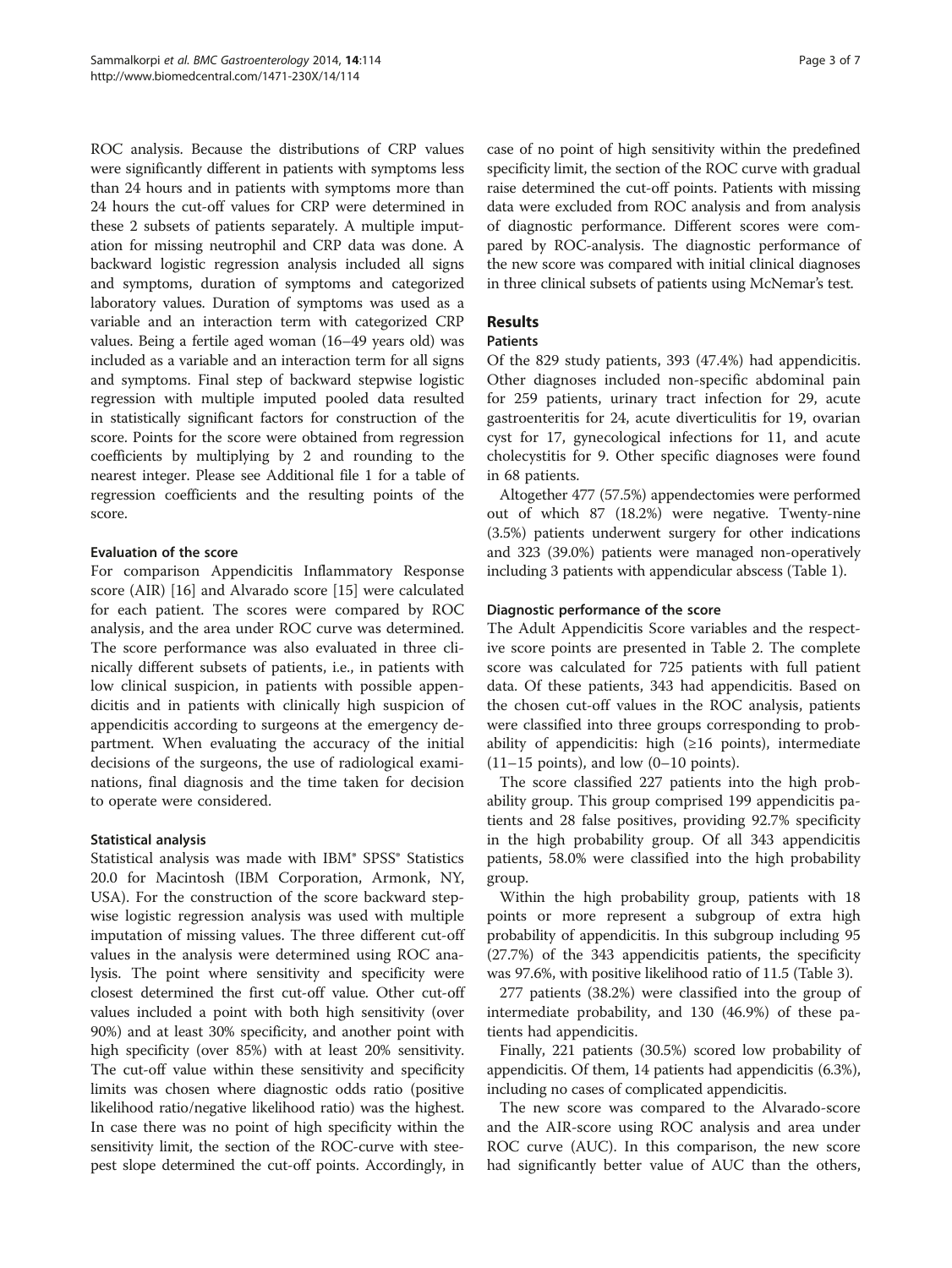ROC analysis. Because the distributions of CRP values were significantly different in patients with symptoms less than 24 hours and in patients with symptoms more than 24 hours the cut-off values for CRP were determined in these 2 subsets of patients separately. A multiple imputation for missing neutrophil and CRP data was done. A backward logistic regression analysis included all signs and symptoms, duration of symptoms and categorized laboratory values. Duration of symptoms was used as a variable and an interaction term with categorized CRP values. Being a fertile aged woman (16–49 years old) was included as a variable and an interaction term for all signs and symptoms. Final step of backward stepwise logistic regression with multiple imputed pooled data resulted in statistically significant factors for construction of the score. Points for the score were obtained from regression coefficients by multiplying by 2 and rounding to the nearest integer. Please see Additional file 1 for a table of regression coefficients and the resulting points of the score.

### Evaluation of the score

For comparison Appendicitis Inflammatory Response score (AIR) [16] and Alvarado score [15] were calculated for each patient. The scores were compared by ROC analysis, and the area under ROC curve was determined. The score performance was also evaluated in three clinically different subsets of patients, i.e., in patients with low clinical suspicion, in patients with possible appendicitis and in patients with clinically high suspicion of appendicitis according to surgeons at the emergency department. When evaluating the accuracy of the initial decisions of the surgeons, the use of radiological examinations, final diagnosis and the time taken for decision to operate were considered.

### Statistical analysis

Statistical analysis was made with IBM® SPSS® Statistics 20.0 for Macintosh (IBM Corporation, Armonk, NY, USA). For the construction of the score backward stepwise logistic regression analysis was used with multiple imputation of missing values. The three different cut-off values in the analysis were determined using ROC analysis. The point where sensitivity and specificity were closest determined the first cut-off value. Other cut-off values included a point with both high sensitivity (over 90%) and at least 30% specificity, and another point with high specificity (over 85%) with at least 20% sensitivity. The cut-off value within these sensitivity and specificity limits was chosen where diagnostic odds ratio (positive likelihood ratio/negative likelihood ratio) was the highest. In case there was no point of high specificity within the sensitivity limit, the section of the ROC-curve with steepest slope determined the cut-off points. Accordingly, in case of no point of high sensitivity within the predefined specificity limit, the section of the ROC curve with gradual raise determined the cut-off points. Patients with missing data were excluded from ROC analysis and from analysis of diagnostic performance. Different scores were compared by ROC-analysis. The diagnostic performance of the new score was compared with initial clinical diagnoses in three clinical subsets of patients using McNemar's test.

## Results

### Patients

Of the 829 study patients, 393 (47.4%) had appendicitis. Other diagnoses included non-specific abdominal pain for 259 patients, urinary tract infection for 29, acute gastroenteritis for 24, acute diverticulitis for 19, ovarian cyst for 17, gynecological infections for 11, and acute cholecystitis for 9. Other specific diagnoses were found in 68 patients.

Altogether 477 (57.5%) appendectomies were performed out of which 87 (18.2%) were negative. Twenty-nine (3.5%) patients underwent surgery for other indications and 323 (39.0%) patients were managed non-operatively including 3 patients with appendicular abscess (Table 1).

### Diagnostic performance of the score

The Adult Appendicitis Score variables and the respective score points are presented in Table 2. The complete score was calculated for 725 patients with full patient data. Of these patients, 343 had appendicitis. Based on the chosen cut-off values in the ROC analysis, patients were classified into three groups corresponding to probability of appendicitis: high (≥16 points), intermediate (11–15 points), and low (0–10 points).

The score classified 227 patients into the high probability group. This group comprised 199 appendicitis patients and 28 false positives, providing 92.7% specificity in the high probability group. Of all 343 appendicitis patients, 58.0% were classified into the high probability group.

Within the high probability group, patients with 18 points or more represent a subgroup of extra high probability of appendicitis. In this subgroup including 95 (27.7%) of the 343 appendicitis patients, the specificity was 97.6%, with positive likelihood ratio of 11.5 (Table 3).

277 patients (38.2%) were classified into the group of intermediate probability, and 130 (46.9%) of these patients had appendicitis.

Finally, 221 patients (30.5%) scored low probability of appendicitis. Of them, 14 patients had appendicitis (6.3%), including no cases of complicated appendicitis.

The new score was compared to the Alvarado-score and the AIR-score using ROC analysis and area under ROC curve (AUC). In this comparison, the new score had significantly better value of AUC than the others,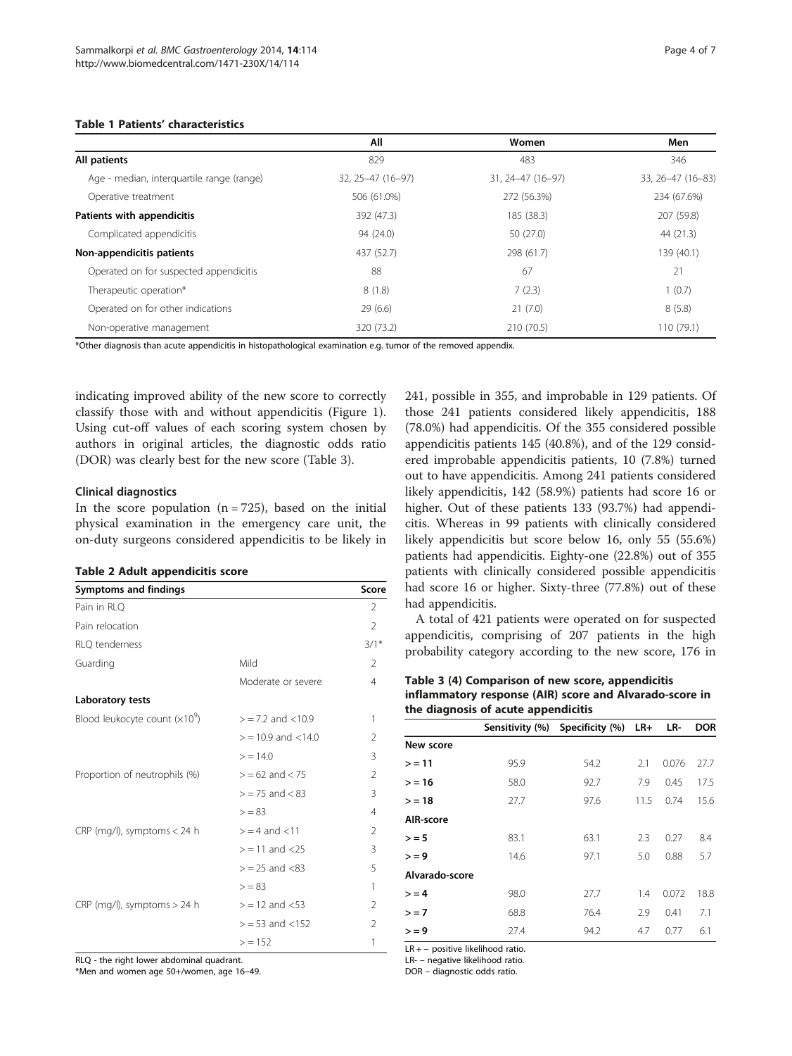**Table 1 Patients' characteristics**

| | All | Women | Men |
|---|---|---|---|
| **All patients** | 829 | 483 | 346 |
| Age - median, interquartile range (range) | 32, 25–47 (16–97) | 31, 24–47 (16–97) | 33, 26–47 (16–83) |
| Operative treatment | 506 (61.0%) | 272 (56.3%) | 234 (67.6%) |
| **Patients with appendicitis** | 392 (47.3) | 185 (38.3) | 207 (59.8) |
| Complicated appendicitis | 94 (24.0) | 50 (27.0) | 44 (21.3) |
| **Non-appendicitis patients** | 437 (52.7) | 298 (61.7) | 139 (40.1) |
| Operated on for suspected appendicitis | 88 | 67 | 21 |
| Therapeutic operation* | 8 (1.8) | 7 (2.3) | 1 (0.7) |
| Operated on for other indications | 29 (6.6) | 21 (7.0) | 8 (5.8) |
| Non-operative management | 320 (73.2) | 210 (70.5) | 110 (79.1) |

*Other diagnosis than acute appendicitis in histopathological examination e.g. tumor of the removed appendix.

indicating improved ability of the new score to correctly classify those with and without appendicitis (Figure 1). Using cut-off values of each scoring system chosen by authors in original articles, the diagnostic odds ratio (DOR) was clearly best for the new score (Table 3).

### Clinical diagnostics

In the score population (n = 725), based on the initial physical examination in the emergency care unit, the on-duty surgeons considered appendicitis to be likely in 241, possible in 355, and improbable in 129 patients. Of those 241 patients considered likely appendicitis, 188 (78.0%) had appendicitis. Of the 355 considered possible appendicitis patients 145 (40.8%), and of the 129 considered improbable appendicitis patients, 10 (7.8%) turned out to have appendicitis. Among 241 patients considered likely appendicitis, 142 (58.9%) patients had score 16 or higher. Out of these patients 133 (93.7%) had appendicitis. Whereas in 99 patients with clinically considered likely appendicitis but score below 16, only 55 (55.6%) patients had appendicitis. Eighty-one (22.8%) out of 355 patients with clinically considered possible appendicitis had score 16 or higher. Sixty-three (77.8%) out of these had appendicitis.

A total of 421 patients were operated on for suspected appendicitis, comprising of 207 patients in the high probability category according to the new score, 176 in

**Table 2 Adult appendicitis score**

| Symptoms and findings | | Score |
|---|---|---|
| Pain in RLQ | | 2 |
| Pain relocation | | 2 |
| RLQ tenderness | | 3/1* |
| Guarding | Mild | 2 |
| | Moderate or severe | 4 |
| **Laboratory tests** | | |
| Blood leukocyte count ($\times 10^9$) | > = 7.2 and <10.9 | 1 |
| | > = 10.9 and <14.0 | 2 |
| | > = 14.0 | 3 |
| Proportion of neutrophils (%) | > = 62 and < 75 | 2 |
| | > = 75 and < 83 | 3 |
| | > = 83 | 4 |
| CRP (mg/l), symptoms < 24 h | > = 4 and <11 | 2 |
| | > = 11 and <25 | 3 |
| | > = 25 and <83 | 5 |
| | > = 83 | 1 |
| CRP (mg/l), symptoms > 24 h | > = 12 and <53 | 2 |
| | > = 53 and <152 | 2 |
| | > = 152 | 1 |

RLQ - the right lower abdominal quadrant.
*Men and women age 50+/women, age 16–49.

**Table 3 (4) Comparison of new score, appendicitis inflammatory response (AIR) score and Alvarado-score in the diagnosis of acute appendicitis**

| | Sensitivity (%) | Specificity (%) | LR+ | LR- | DOR |
|---|---|---|---|---|---|
| **New score** | | | | | |
| > = 11 | 95.9 | 54.2 | 2.1 | 0.076 | 27.7 |
| > = 16 | 58.0 | 92.7 | 7.9 | 0.45 | 17.5 |
| > = 18 | 27.7 | 97.6 | 11.5 | 0.74 | 15.6 |
| **AIR-score** | | | | | |
| > = 5 | 83.1 | 63.1 | 2.3 | 0.27 | 8.4 |
| > = 9 | 14.6 | 97.1 | 5.0 | 0.88 | 5.7 |
| **Alvarado-score** | | | | | |
| > = 4 | 98.0 | 27.7 | 1.4 | 0.072 | 18.8 |
| > = 7 | 68.8 | 76.4 | 2.9 | 0.41 | 7.1 |
| > = 9 | 27.4 | 94.2 | 4.7 | 0.77 | 6.1 |

LR + – positive likelihood ratio.
LR- – negative likelihood ratio.
DOR – diagnostic odds ratio.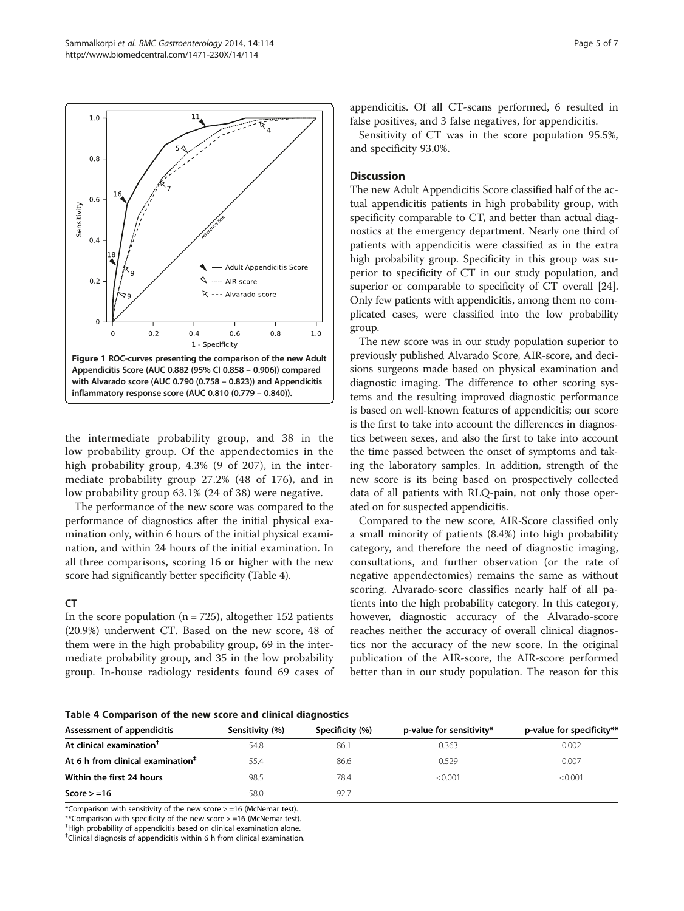Figure 1 ROC-curves presenting the comparison of the new Adult Appendicitis Score (AUC 0.882 (95% CI 0.858 – 0.906)) compared with Alvarado score (AUC 0.790 (0.758 – 0.823)) and Appendicitis inflammatory response score (AUC 0.810 (0.779 – 0.840)).

the intermediate probability group, and 38 in the low probability group. Of the appendectomies in the high probability group, 4.3% (9 of 207), in the intermediate probability group 27.2% (48 of 176), and in low probability group 63.1% (24 of 38) were negative.

The performance of the new score was compared to the performance of diagnostics after the initial physical examination only, within 6 hours of the initial physical examination, and within 24 hours of the initial examination. In all three comparisons, scoring 16 or higher with the new score had significantly better specificity (Table 4).

### CT

In the score population (n = 725), altogether 152 patients (20.9%) underwent CT. Based on the new score, 48 of them were in the high probability group, 69 in the intermediate probability group, and 35 in the low probability group. In-house radiology residents found 69 cases of appendicitis. Of all CT-scans performed, 6 resulted in false positives, and 3 false negatives, for appendicitis.

Sensitivity of CT was in the score population 95.5%, and specificity 93.0%.

## Discussion

The new Adult Appendicitis Score classified half of the actual appendicitis patients in high probability group, with specificity comparable to CT, and better than actual diagnostics at the emergency department. Nearly one third of patients with appendicitis were classified as in the extra high probability group. Specificity in this group was superior to specificity of CT in our study population, and superior or comparable to specificity of CT overall [24]. Only few patients with appendicitis, among them no complicated cases, were classified into the low probability group.

The new score was in our study population superior to previously published Alvarado Score, AIR-score, and decisions surgeons made based on physical examination and diagnostic imaging. The difference to other scoring systems and the resulting improved diagnostic performance is based on well-known features of appendicitis; our score is the first to take into account the differences in diagnostics between sexes, and also the first to take into account the time passed between the onset of symptoms and taking the laboratory samples. In addition, strength of the new score is its being based on prospectively collected data of all patients with RLQ-pain, not only those operated on for suspected appendicitis.

Compared to the new score, AIR-Score classified only a small minority of patients (8.4%) into high probability category, and therefore the need of diagnostic imaging, consultations, and further observation (or the rate of negative appendectomies) remains the same as without scoring. Alvarado-score classifies nearly half of all patients into the high probability category. In this category, however, diagnostic accuracy of the Alvarado-score reaches neither the accuracy of overall clinical diagnostics nor the accuracy of the new score. In the original publication of the AIR-score, the AIR-score performed better than in our study population. The reason for this

**Table 4 Comparison of the new score and clinical diagnostics**

| Assessment of appendicitis | Sensitivity (%) | Specificity (%) | p-value for sensitivity* | p-value for specificity** |
|---|---|---|---|---|
| **At clinical examination[†]** | 54.8 | 86.1 | 0.363 | 0.002 |
| **At 6 h from clinical examination[‡]** | 55.4 | 86.6 | 0.529 | 0.007 |
| **Within the first 24 hours** | 98.5 | 78.4 | <0.001 | <0.001 |
| **Score > =16** | 58.0 | 92.7 | | |

*Comparison with sensitivity of the new score > =16 (McNemar test).
**Comparison with specificity of the new score > =16 (McNemar test).
[†]High probability of appendicitis based on clinical examination alone.
[‡]Clinical diagnosis of appendicitis within 6 h from clinical examination.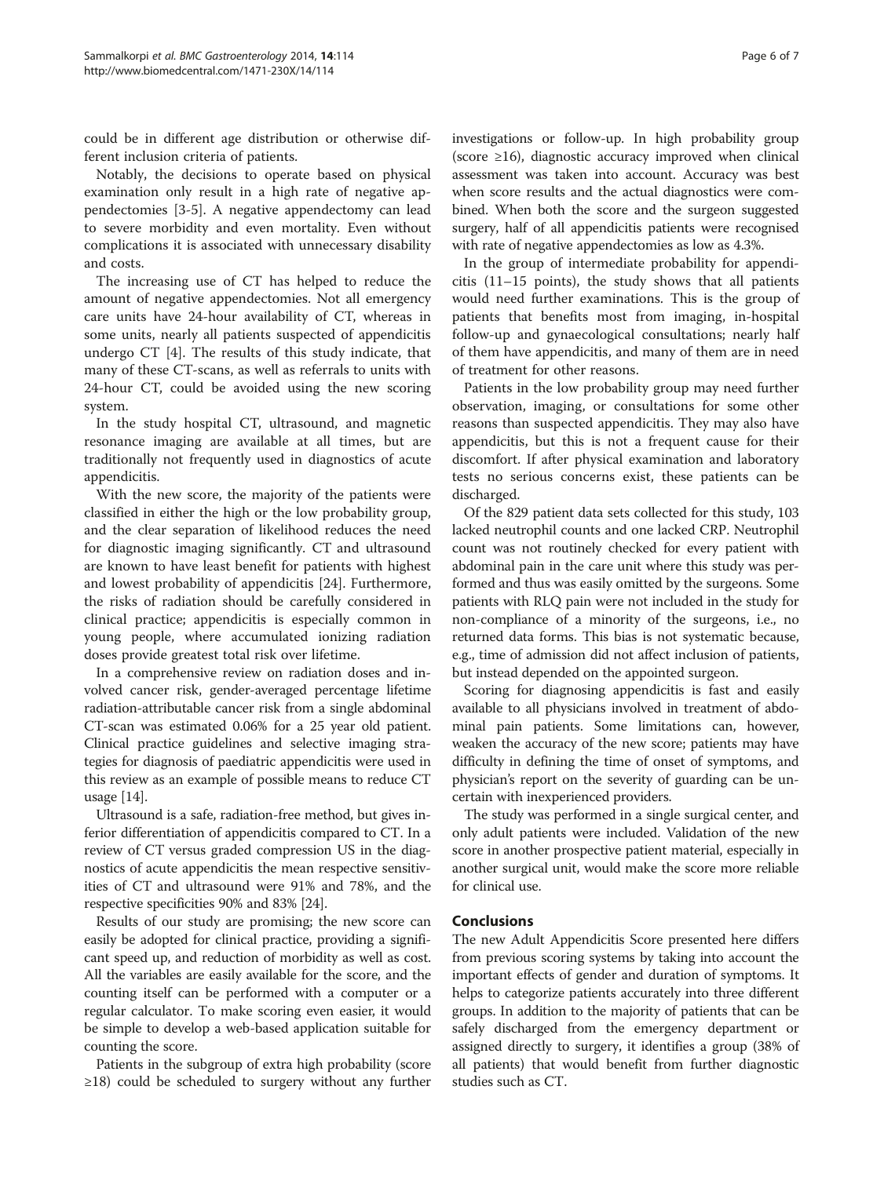could be in different age distribution or otherwise different inclusion criteria of patients.

Notably, the decisions to operate based on physical examination only result in a high rate of negative appendectomies [3-5]. A negative appendectomy can lead to severe morbidity and even mortality. Even without complications it is associated with unnecessary disability and costs.

The increasing use of CT has helped to reduce the amount of negative appendectomies. Not all emergency care units have 24-hour availability of CT, whereas in some units, nearly all patients suspected of appendicitis undergo CT [4]. The results of this study indicate, that many of these CT-scans, as well as referrals to units with 24-hour CT, could be avoided using the new scoring system.

In the study hospital CT, ultrasound, and magnetic resonance imaging are available at all times, but are traditionally not frequently used in diagnostics of acute appendicitis.

With the new score, the majority of the patients were classified in either the high or the low probability group, and the clear separation of likelihood reduces the need for diagnostic imaging significantly. CT and ultrasound are known to have least benefit for patients with highest and lowest probability of appendicitis [24]. Furthermore, the risks of radiation should be carefully considered in clinical practice; appendicitis is especially common in young people, where accumulated ionizing radiation doses provide greatest total risk over lifetime.

In a comprehensive review on radiation doses and involved cancer risk, gender-averaged percentage lifetime radiation-attributable cancer risk from a single abdominal CT-scan was estimated 0.06% for a 25 year old patient. Clinical practice guidelines and selective imaging strategies for diagnosis of paediatric appendicitis were used in this review as an example of possible means to reduce CT usage [14].

Ultrasound is a safe, radiation-free method, but gives inferior differentiation of appendicitis compared to CT. In a review of CT versus graded compression US in the diagnostics of acute appendicitis the mean respective sensitivities of CT and ultrasound were 91% and 78%, and the respective specificities 90% and 83% [24].

Results of our study are promising; the new score can easily be adopted for clinical practice, providing a significant speed up, and reduction of morbidity as well as cost. All the variables are easily available for the score, and the counting itself can be performed with a computer or a regular calculator. To make scoring even easier, it would be simple to develop a web-based application suitable for counting the score.

Patients in the subgroup of extra high probability (score ≥18) could be scheduled to surgery without any further investigations or follow-up. In high probability group (score ≥16), diagnostic accuracy improved when clinical assessment was taken into account. Accuracy was best when score results and the actual diagnostics were combined. When both the score and the surgeon suggested surgery, half of all appendicitis patients were recognised with rate of negative appendectomies as low as 4.3%.

In the group of intermediate probability for appendicitis (11–15 points), the study shows that all patients would need further examinations. This is the group of patients that benefits most from imaging, in-hospital follow-up and gynaecological consultations; nearly half of them have appendicitis, and many of them are in need of treatment for other reasons.

Patients in the low probability group may need further observation, imaging, or consultations for some other reasons than suspected appendicitis. They may also have appendicitis, but this is not a frequent cause for their discomfort. If after physical examination and laboratory tests no serious concerns exist, these patients can be discharged.

Of the 829 patient data sets collected for this study, 103 lacked neutrophil counts and one lacked CRP. Neutrophil count was not routinely checked for every patient with abdominal pain in the care unit where this study was performed and thus was easily omitted by the surgeons. Some patients with RLQ pain were not included in the study for non-compliance of a minority of the surgeons, i.e., no returned data forms. This bias is not systematic because, e.g., time of admission did not affect inclusion of patients, but instead depended on the appointed surgeon.

Scoring for diagnosing appendicitis is fast and easily available to all physicians involved in treatment of abdominal pain patients. Some limitations can, however, weaken the accuracy of the new score; patients may have difficulty in defining the time of onset of symptoms, and physician's report on the severity of guarding can be uncertain with inexperienced providers.

The study was performed in a single surgical center, and only adult patients were included. Validation of the new score in another prospective patient material, especially in another surgical unit, would make the score more reliable for clinical use.

## Conclusions

The new Adult Appendicitis Score presented here differs from previous scoring systems by taking into account the important effects of gender and duration of symptoms. It helps to categorize patients accurately into three different groups. In addition to the majority of patients that can be safely discharged from the emergency department or assigned directly to surgery, it identifies a group (38% of all patients) that would benefit from further diagnostic studies such as CT.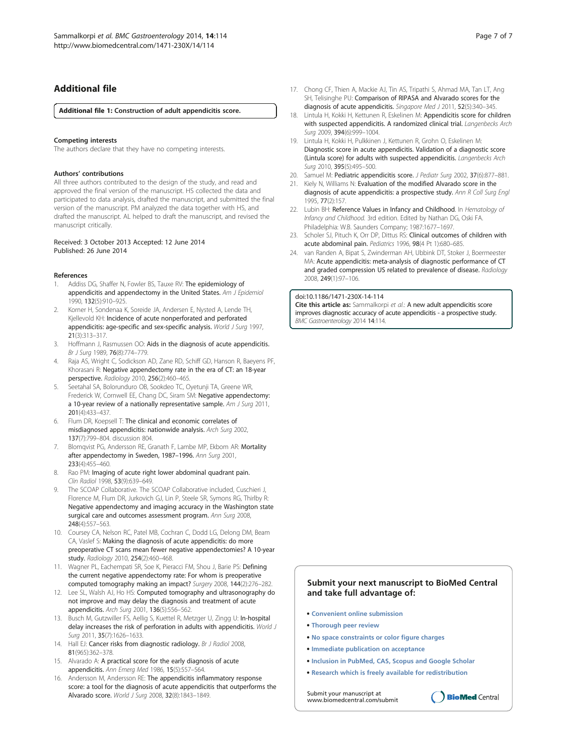## Additional file

**Additional file 1: Construction of adult appendicitis score.**

#### Competing interests

The authors declare that they have no competing interests.

#### Authors' contributions

All three authors contributed to the design of the study, and read and approved the final version of the manuscript. HS collected the data and participated to data analysis, drafted the manuscript, and submitted the final version of the manuscript. PM analyzed the data together with HS, and drafted the manuscript. AL helped to draft the manuscript, and revised the manuscript critically.

Received: 3 October 2013 Accepted: 12 June 2014
Published: 26 June 2014

#### References

1. Addiss DG, Shaffer N, Fowler BS, Tauxe RV: **The epidemiology of appendicitis and appendectomy in the United States.** *Am J Epidemiol* 1990, **132**(5):910–925.
2. Korner H, Sondenaa K, Soreide JA, Andersen E, Nysted A, Lende TH, Kjellevold KH: **Incidence of acute nonperforated and perforated appendicitis: age-specific and sex-specific analysis.** *World J Surg* 1997, **21**(3):313–317.
3. Hoffmann J, Rasmussen OO: **Aids in the diagnosis of acute appendicitis.** *Br J Surg* 1989, **76**(8):774–779.
4. Raja AS, Wright C, Sodickson AD, Zane RD, Schiff GD, Hanson R, Baeyens PF, Khorasani R: **Negative appendectomy rate in the era of CT: an 18-year perspective.** *Radiology* 2010, **256**(2):460–465.
5. Seetahal SA, Bolorunduro OB, Sookdeo TC, Oyetunji TA, Greene WR, Frederick W, Cornwell EE, Chang DC, Siram SM: **Negative appendectomy: a 10-year review of a nationally representative sample.** *Am J Surg* 2011, **201**(4):433–437.
6. Flum DR, Koepsell T: **The clinical and economic correlates of misdiagnosed appendicitis: nationwide analysis.** *Arch Surg* 2002, **137**(7):799–804. discussion 804.
7. Blomqvist PG, Andersson RE, Granath F, Lambe MP, Ekbom AR: **Mortality after appendectomy in Sweden, 1987–1996.** *Ann Surg* 2001, **233**(4):455–460.
8. Rao PM: **Imaging of acute right lower abdominal quadrant pain.** *Clin Radiol* 1998, **53**(9):639–649.
9. The SCOAP Collaborative. The SCOAP Collaborative included, Cuschieri J, Florence M, Flum DR, Jurkovich GJ, Lin P, Steele SR, Symons RG, Thirlby R: **Negative appendectomy and imaging accuracy in the Washington state surgical care and outcomes assessment program.** *Ann Surg* 2008, **248**(4):557–563.
10. Coursey CA, Nelson RC, Patel MB, Cochran C, Dodd LG, Delong DM, Beam CA, Vaslef S: **Making the diagnosis of acute appendicitis: do more preoperative CT scans mean fewer negative appendectomies? A 10-year study.** *Radiology* 2010, **254**(2):460–468.
11. Wagner PL, Eachempati SR, Soe K, Pieracci FM, Shou J, Barie PS: **Defining the current negative appendectomy rate: For whom is preoperative computed tomography making an impact?** *Surgery* 2008, **144**(2):276–282.
12. Lee SL, Walsh AJ, Ho HS: **Computed tomography and ultrasonography do not improve and may delay the diagnosis and treatment of acute appendicitis.** *Arch Surg* 2001, **136**(5):556–562.
13. Busch M, Gutzwiller FS, Aellig S, Kuettel R, Metzger U, Zingg U: **In-hospital delay increases the risk of perforation in adults with appendicitis.** *World J Surg* 2011, **35**(7):1626–1633.
14. Hall EJ: **Cancer risks from diagnostic radiology.** *Br J Radiol* 2008, **81**(965):362–378.
15. Alvarado A: **A practical score for the early diagnosis of acute appendicitis.** *Ann Emerg Med* 1986, **15**(5):557–564.
16. Andersson M, Andersson RE: **The appendicitis inflammatory response score: a tool for the diagnosis of acute appendicitis that outperforms the Alvarado score.** *World J Surg* 2008, **32**(8):1843–1849.
17. Chong CF, Thien A, Mackie AJ, Tin AS, Tripathi S, Ahmad MA, Tan LT, Ang SH, Telisinghe PU: **Comparison of RIPASA and Alvarado scores for the diagnosis of acute appendicitis.** *Singapore Med J* 2011, **52**(5):340–345.
18. Lintula H, Kokki H, Kettunen R, Eskelinen M: **Appendicitis score for children with suspected appendicitis. A randomized clinical trial.** *Langenbecks Arch Surg* 2009, **394**(6):999–1004.
19. Lintula H, Kokki H, Pulkkinen J, Kettunen R, Grohn O, Eskelinen M: **Diagnostic score in acute appendicitis. Validation of a diagnostic score (Lintula score) for adults with suspected appendicitis.** *Langenbecks Arch Surg* 2010, **395**(5):495–500.
20. Samuel M: **Pediatric appendicitis score.** *J Pediatr Surg* 2002, **37**(6):877–881.
21. Kiely N, Williams N: **Evaluation of the modified Alvarado score in the diagnosis of acute appendicitis: a prospective study.** *Ann R Coll Surg Engl* 1995, **77**(2):157.
22. Lubin BH: **Reference Values in Infancy and Childhood.** In *Hematology of Infancy and Childhood.* 3rd edition. Edited by Nathan DG, Oski FA. Philadelphia: W.B. Saunders Company; 1987:1677–1697.
23. Scholer SJ, Pituch K, Orr DP, Dittus RS: **Clinical outcomes of children with acute abdominal pain.** *Pediatrics* 1996, **98**(4 Pt 1):680–685.
24. van Randen A, Bipat S, Zwinderman AH, Ubbink DT, Stoker J, Boermeester MA: **Acute appendicitis: meta-analysis of diagnostic performance of CT and graded compression US related to prevalence of disease.** *Radiology* 2008, **249**(1):97–106.

doi:10.1186/1471-230X-14-114
**Cite this article as:** Sammalkorpi *et al.*: A new adult appendicitis score improves diagnostic accuracy of acute appendicitis - a prospective study. *BMC Gastroenterology* 2014 **14**:114.

**Submit your next manuscript to BioMed Central and take full advantage of:**

- **Convenient online submission**
- **Thorough peer review**
- **No space constraints or color figure charges**
- **Immediate publication on acceptance**
- **Inclusion in PubMed, CAS, Scopus and Google Scholar**
- **Research which is freely available for redistribution**

Submit your manuscript at
www.biomedcentral.com/submit